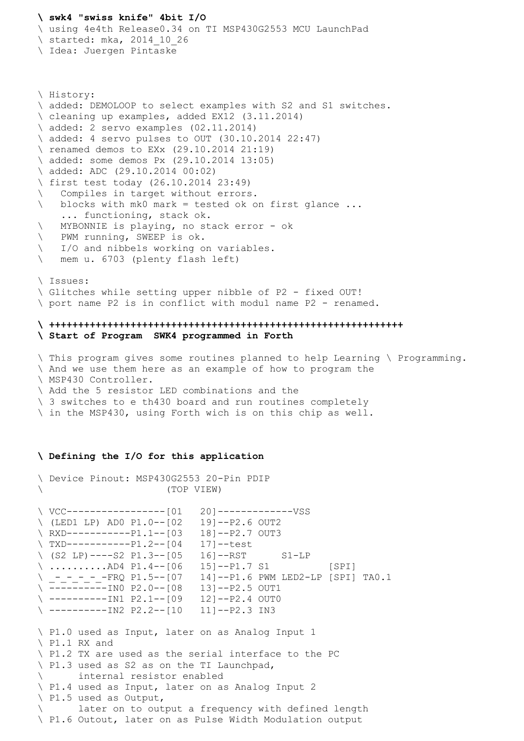```
\ swk4 "swiss knife" 4bit I/O
\ using 4e4th Release0.34 on TI MSP430G2553 MCU LaunchPad
\ started: mka, 2014_10_26
\ Idea: Juergen Pintaske



\ History:
\ added: DEMOLOOP to select examples with S2 and S1 switches.
\ cleaning up examples, added EX12 (3.11.2014)
\ added: 2 servo examples (02.11.2014)
\ added: 4 servo pulses to OUT (30.10.2014 22:47)
\ renamed demos to EXx (29.10.2014 21:19)
\ added: some demos Px (29.10.2014 13:05)
\ added: ADC (29.10.2014 00:02)
\ first test today (26.10.2014 23:49)
\   Compiles in target without errors.
\   blocks with mk0 mark = tested ok on first glance ...
    ... functioning, stack ok.
\   MYBONNIE is playing, no stack error - ok
\   PWM running, SWEEP is ok.
\   I/O and nibbels working on variables.
\   mem u. 6703 (plenty flash left)

\ Issues:
\ Glitches while setting upper nibble of P2 - fixed OUT!
\ port name P2 is in conflict with modul name P2 - renamed.

\ ++++++++++++++++++++++++++++++++++++++++++++++++++++++++++++
\ Start of Program  SWK4 programmed in Forth

\ This program gives some routines planned to help Learning \ Programming.
\ And we use them here as an example of how to program the
\ MSP430 Controller.
\ Add the 5 resistor LED combinations and the
\ 3 switches to e th430 board and run routines completely
\ in the MSP430, using Forth wich is on this chip as well.



\ Defining the I/O for this application

\ Device Pinout: MSP430G2553 20-Pin PDIP
\                       (TOP VIEW)

\ VCC-----------------[01   20]-------------VSS
\ (LED1 LP) AD0 P1.0--[02   19]--P2.6 OUT2
\ RXD-----------P1.1--[03   18]--P2.7 OUT3
\ TXD-----------P1.2--[04   17]--test
\ (S2 LP)----S2 P1.3--[05   16]--RST      S1-LP
\ ..........AD4 P1.4--[06   15]--P1.7 S1          [SPI]
\ _-_-_-_-_-FRQ P1.5--[07   14]--P1.6 PWM LED2-LP [SPI] TA0.1
\ ----------IN0 P2.0--[08   13]--P2.5 OUT1
\ ----------IN1 P2.1--[09   12]--P2.4 OUT0
\ ----------IN2 P2.2--[10   11]--P2.3 IN3

\ P1.0 used as Input, later on as Analog Input 1
\ P1.1 RX and
\ P1.2 TX are used as the serial interface to the PC
\ P1.3 used as S2 as on the TI Launchpad,
\      internal resistor enabled
\ P1.4 used as Input, later on as Analog Input 2
\ P1.5 used as Output,
\      later on to output a frequency with defined length
\ P1.6 Outout, later on as Pulse Width Modulation output
```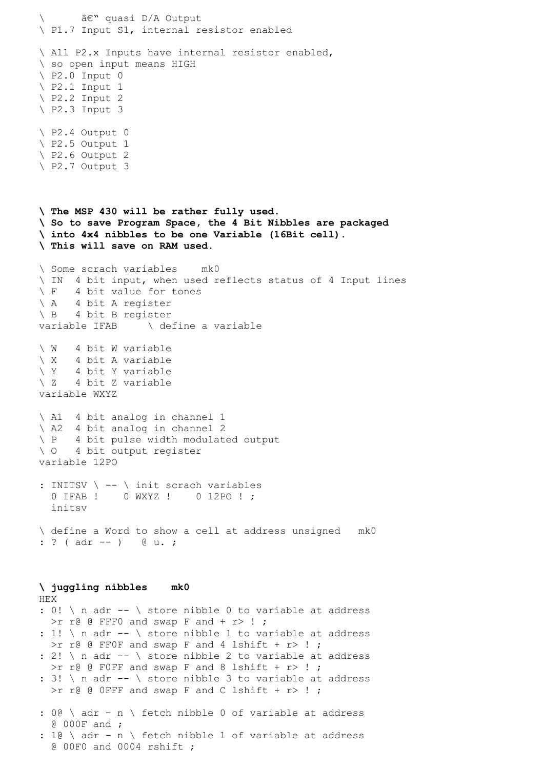```
\       â€" quasi D/A Output
\ P1.7 Input S1, internal resistor enabled

\ All P2.x Inputs have internal resistor enabled,
\ so open input means HIGH
\ P2.0 Input 0
\ P2.1 Input 1
\ P2.2 Input 2
\ P2.3 Input 3

\ P2.4 Output 0
\ P2.5 Output 1
\ P2.6 Output 2
\ P2.7 Output 3
```

**\ The MSP 430 will be rather fully used.**
**\ So to save Program Space, the 4 Bit Nibbles are packaged**
**\ into 4x4 nibbles to be one Variable (16Bit cell).**
**\ This will save on RAM used.**

```
\ Some scrach variables    mk0
\ IN  4 bit input, when used reflects status of 4 Input lines
\ F   4 bit value for tones
\ A   4 bit A register
\ B   4 bit B register
variable IFAB     \ define a variable

\ W   4 bit W variable
\ X   4 bit A variable
\ Y   4 bit Y variable
\ Z   4 bit Z variable
variable WXYZ

\ A1  4 bit analog in channel 1
\ A2  4 bit analog in channel 2
\ P   4 bit pulse width modulated output
\ O   4 bit output register
variable 12PO

: INITSV \ -- \ init scrach variables
  0 IFAB !    0 WXYZ !    0 12PO ! ;
  initsv

\ define a Word to show a cell at address unsigned   mk0
: ? ( adr -- )   @ u. ;
```

**\ juggling nibbles    mk0**

```
HEX
: 0! \ n adr -- \ store nibble 0 to variable at address
  >r r@ @ FFF0 and swap F and + r> ! ;
: 1! \ n adr -- \ store nibble 1 to variable at address
  >r r@ @ FF0F and swap F and 4 lshift + r> ! ;
: 2! \ n adr -- \ store nibble 2 to variable at address
  >r r@ @ F0FF and swap F and 8 lshift + r> ! ;
: 3! \ n adr -- \ store nibble 3 to variable at address
  >r r@ @ 0FFF and swap F and C lshift + r> ! ;

: 0@ \ adr - n \ fetch nibble 0 of variable at address
  @ 000F and ;
: 1@ \ adr - n \ fetch nibble 1 of variable at address
  @ 00F0 and 0004 rshift ;
```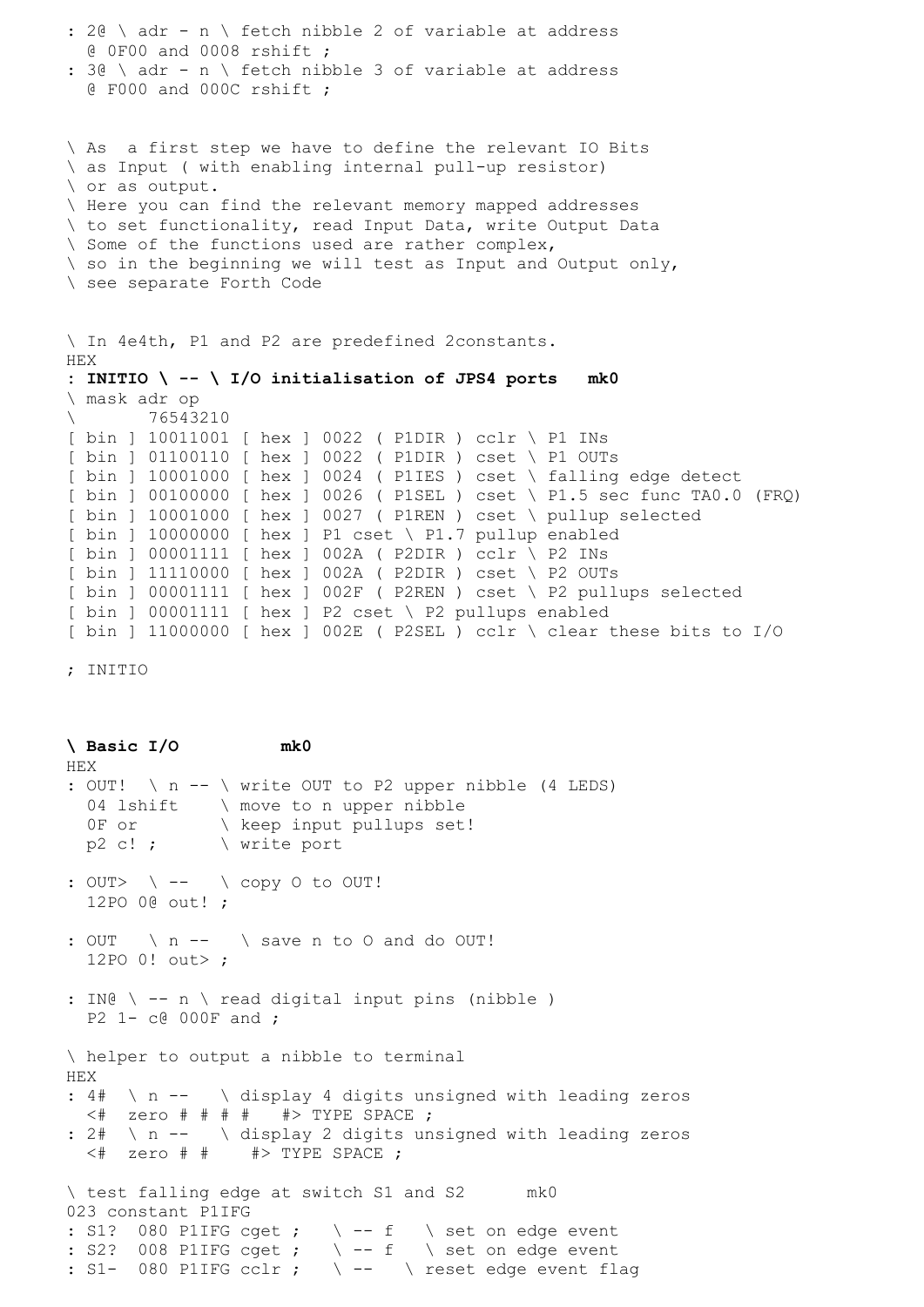```
: 2@ \ adr - n \ fetch nibble 2 of variable at address
  @ 0F00 and 0008 rshift ;
: 3@ \ adr - n \ fetch nibble 3 of variable at address
  @ F000 and 000C rshift ;


\ As  a first step we have to define the relevant IO Bits
\ as Input ( with enabling internal pull-up resistor)
\ or as output.
\ Here you can find the relevant memory mapped addresses
\ to set functionality, read Input Data, write Output Data
\ Some of the functions used are rather complex,
\ so in the beginning we will test as Input and Output only,
\ see separate Forth Code


\ In 4e4th, P1 and P2 are predefined 2constants.
HEX
: INITIO \ -- \ I/O initialisation of JPS4 ports   mk0
\ mask adr op
\       76543210
[ bin ] 10011001 [ hex ] 0022 ( P1DIR ) cclr \ P1 INs
[ bin ] 01100110 [ hex ] 0022 ( P1DIR ) cset \ P1 OUTs
[ bin ] 10001000 [ hex ] 0024 ( P1IES ) cset \ falling edge detect
[ bin ] 00100000 [ hex ] 0026 ( P1SEL ) cset \ P1.5 sec func TA0.0 (FRQ)
[ bin ] 10001000 [ hex ] 0027 ( P1REN ) cset \ pullup selected
[ bin ] 10000000 [ hex ] P1 cset \ P1.7 pullup enabled
[ bin ] 00001111 [ hex ] 002A ( P2DIR ) cclr \ P2 INs
[ bin ] 11110000 [ hex ] 002A ( P2DIR ) cset \ P2 OUTs
[ bin ] 00001111 [ hex ] 002F ( P2REN ) cset \ P2 pullups selected
[ bin ] 00001111 [ hex ] P2 cset \ P2 pullups enabled
[ bin ] 11000000 [ hex ] 002E ( P2SEL ) cclr \ clear these bits to I/O

; INITIO



\ Basic I/O          mk0
HEX
: OUT!  \ n -- \ write OUT to P2 upper nibble (4 LEDS)
  04 lshift     \ move to n upper nibble
  0F or         \ keep input pullups set!
  p2 c! ;       \ write port

: OUT>  \ --    \ copy O to OUT!
  12PO 0@ out! ;

: OUT   \ n --    \ save n to O and do OUT!
  12PO 0! out> ;

: IN@ \ -- n \ read digital input pins (nibble )
  P2 1- c@ 000F and ;

\ helper to output a nibble to terminal
HEX
: 4#  \ n --    \ display 4 digits unsigned with leading zeros
  <#  zero # # # #    #> TYPE SPACE ;
: 2#  \ n --    \ display 2 digits unsigned with leading zeros
  <#  zero # #     #> TYPE SPACE ;

\ test falling edge at switch S1 and S2      mk0
023 constant P1IFG
: S1?  080 P1IFG cget ;    \ -- f    \ set on edge event
: S2?  008 P1IFG cget ;    \ -- f    \ set on edge event
: S1-  080 P1IFG cclr ;    \ --    \ reset edge event flag
```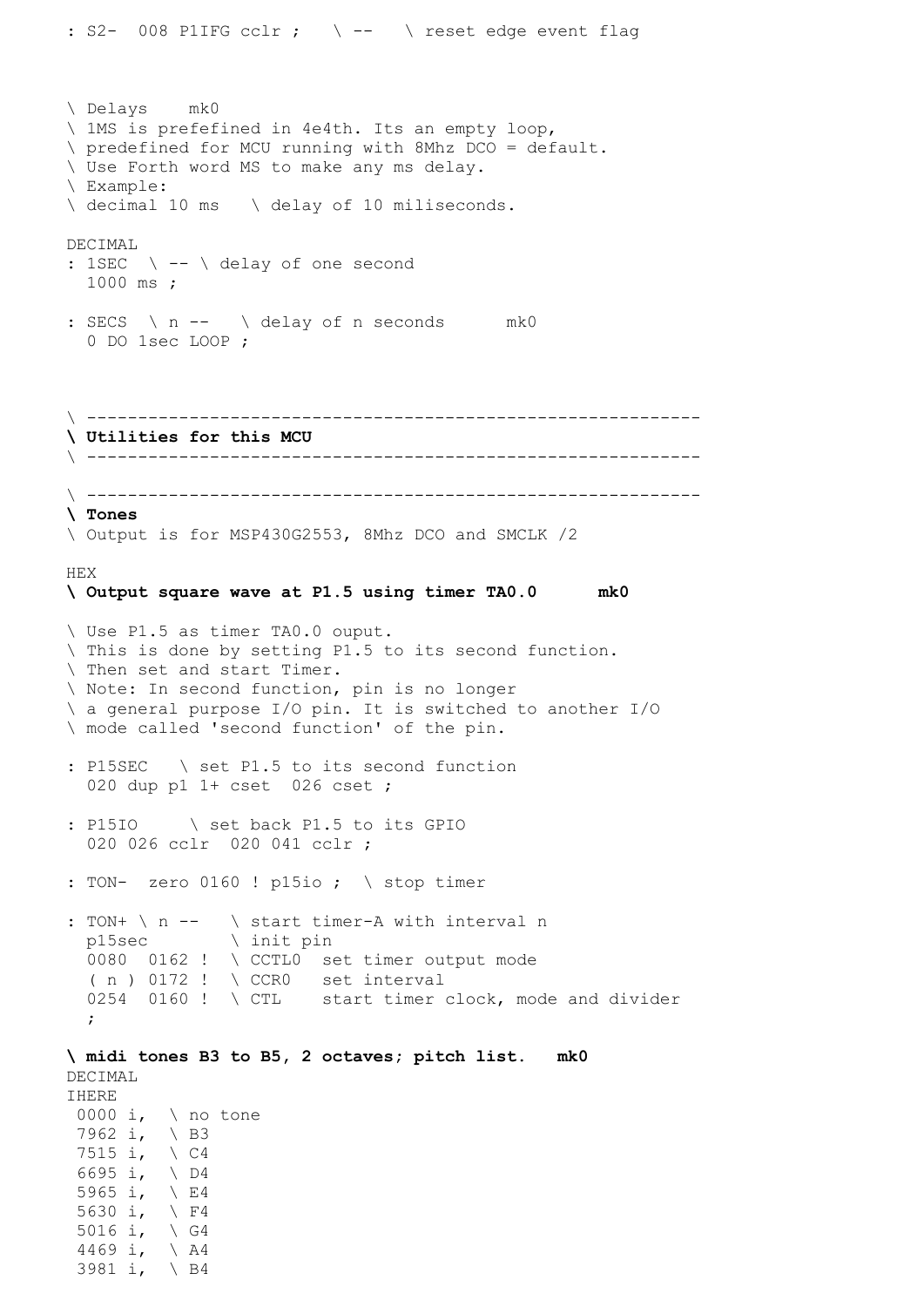```
: S2-  008 P1IFG cclr ;   \ --   \ reset edge event flag



\ Delays    mk0
\ 1MS is prefefined in 4e4th. Its an empty loop,
\ predefined for MCU running with 8Mhz DCO = default.
\ Use Forth word MS to make any ms delay.
\ Example:
\ decimal 10 ms   \ delay of 10 miliseconds.

DECIMAL
: 1SEC  \ -- \ delay of one second
  1000 ms ;

: SECS  \ n --   \ delay of n seconds      mk0
  0 DO 1sec LOOP ;
```

```
\ ----------------------------------------------------------
```

**\ Utilities for this MCU**

```
\ ----------------------------------------------------------

\ ----------------------------------------------------------
```

**\ Tones**

```
\ Output is for MSP430G2553, 8Mhz DCO and SMCLK /2

HEX
```

**\ Output square wave at P1.5 using timer TA0.0      mk0**

```
\ Use P1.5 as timer TA0.0 ouput.
\ This is done by setting P1.5 to its second function.
\ Then set and start Timer.
\ Note: In second function, pin is no longer
\ a general purpose I/O pin. It is switched to another I/O
\ mode called 'second function' of the pin.

: P15SEC   \ set P1.5 to its second function
  020 dup p1 1+ cset  026 cset ;

: P15IO     \ set back P1.5 to its GPIO
  020 026 cclr  020 041 cclr ;

: TON-  zero 0160 ! p15io ;  \ stop timer

: TON+ \ n --   \ start timer-A with interval n
  p15sec        \ init pin
  0080  0162 !  \ CCTL0  set timer output mode
  ( n ) 0172 !  \ CCR0   set interval
  0254  0160 !  \ CTL    start timer clock, mode and divider
  ;
```

**\ midi tones B3 to B5, 2 octaves; pitch list.   mk0**

```
DECIMAL
IHERE
 0000 i,  \ no tone
 7962 i,  \ B3
 7515 i,  \ C4
 6695 i,  \ D4
 5965 i,  \ E4
 5630 i,  \ F4
 5016 i,  \ G4
 4469 i,  \ A4
 3981 i,  \ B4
```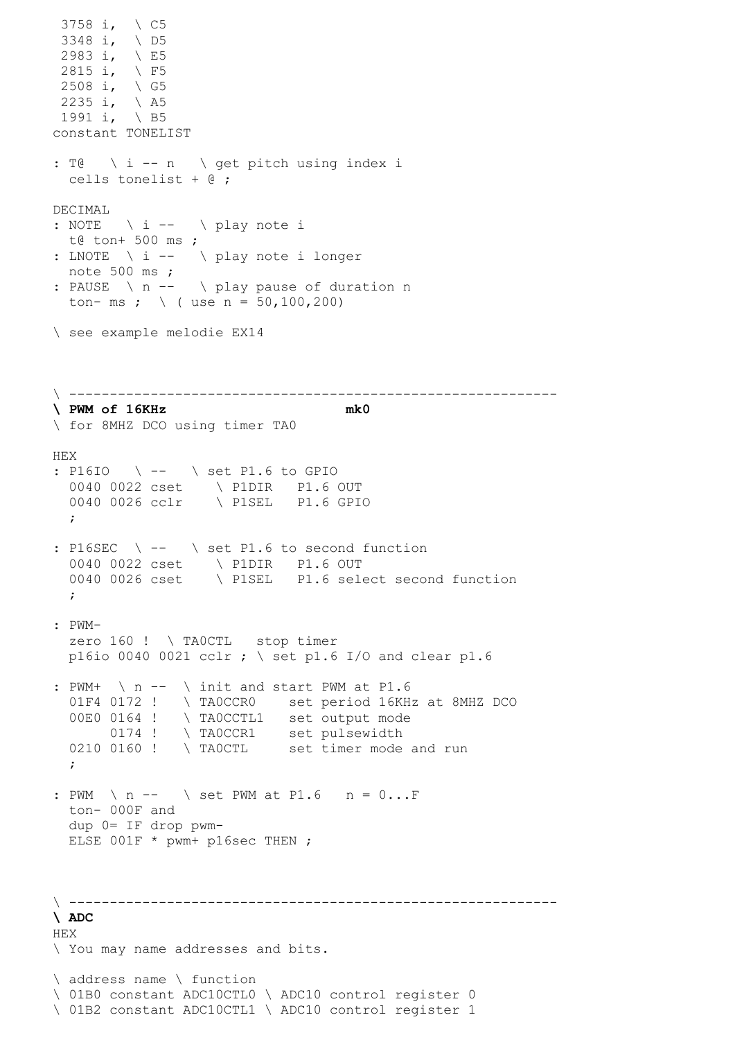```
 3758 i,  \ C5
 3348 i,  \ D5
 2983 i,  \ E5
 2815 i,  \ F5
 2508 i,  \ G5
 2235 i,  \ A5
 1991 i,  \ B5
constant TONELIST

: T@   \ i -- n   \ get pitch using index i
  cells tonelist + @ ;

DECIMAL
: NOTE   \ i --   \ play note i
  t@ ton+ 500 ms ;
: LNOTE  \ i --   \ play note i longer
  note 500 ms ;
: PAUSE  \ n --   \ play pause of duration n
  ton- ms ;  \ ( use n = 50,100,200)

\ see example melodie EX14
```

```
\ ------------------------------------------------------------
```

**\ PWM of 16KHz                          mk0**

```
\ for 8MHZ DCO using timer TA0

HEX
: P16IO   \ --   \ set P1.6 to GPIO
  0040 0022 cset    \ P1DIR   P1.6 OUT
  0040 0026 cclr    \ P1SEL   P1.6 GPIO
  ;

: P16SEC  \ --   \ set P1.6 to second function
  0040 0022 cset    \ P1DIR   P1.6 OUT
  0040 0026 cset    \ P1SEL   P1.6 select second function
  ;

: PWM-
  zero 160 !  \ TA0CTL   stop timer
  p16io 0040 0021 cclr ; \ set p1.6 I/O and clear p1.6

: PWM+  \ n --  \ init and start PWM at P1.6
  01F4 0172 !   \ TA0CCR0    set period 16KHz at 8MHZ DCO
  00E0 0164 !   \ TA0CCTL1   set output mode
       0174 !   \ TA0CCR1    set pulsewidth
  0210 0160 !   \ TA0CTL     set timer mode and run
  ;

: PWM  \ n --   \ set PWM at P1.6   n = 0...F
  ton- 000F and
  dup 0= IF drop pwm-
  ELSE 001F * pwm+ p16sec THEN ;
```

```
\ ------------------------------------------------------------
```

**\ ADC**

```
HEX
\ You may name addresses and bits.

\ address name \ function
\ 01B0 constant ADC10CTL0 \ ADC10 control register 0
\ 01B2 constant ADC10CTL1 \ ADC10 control register 1
```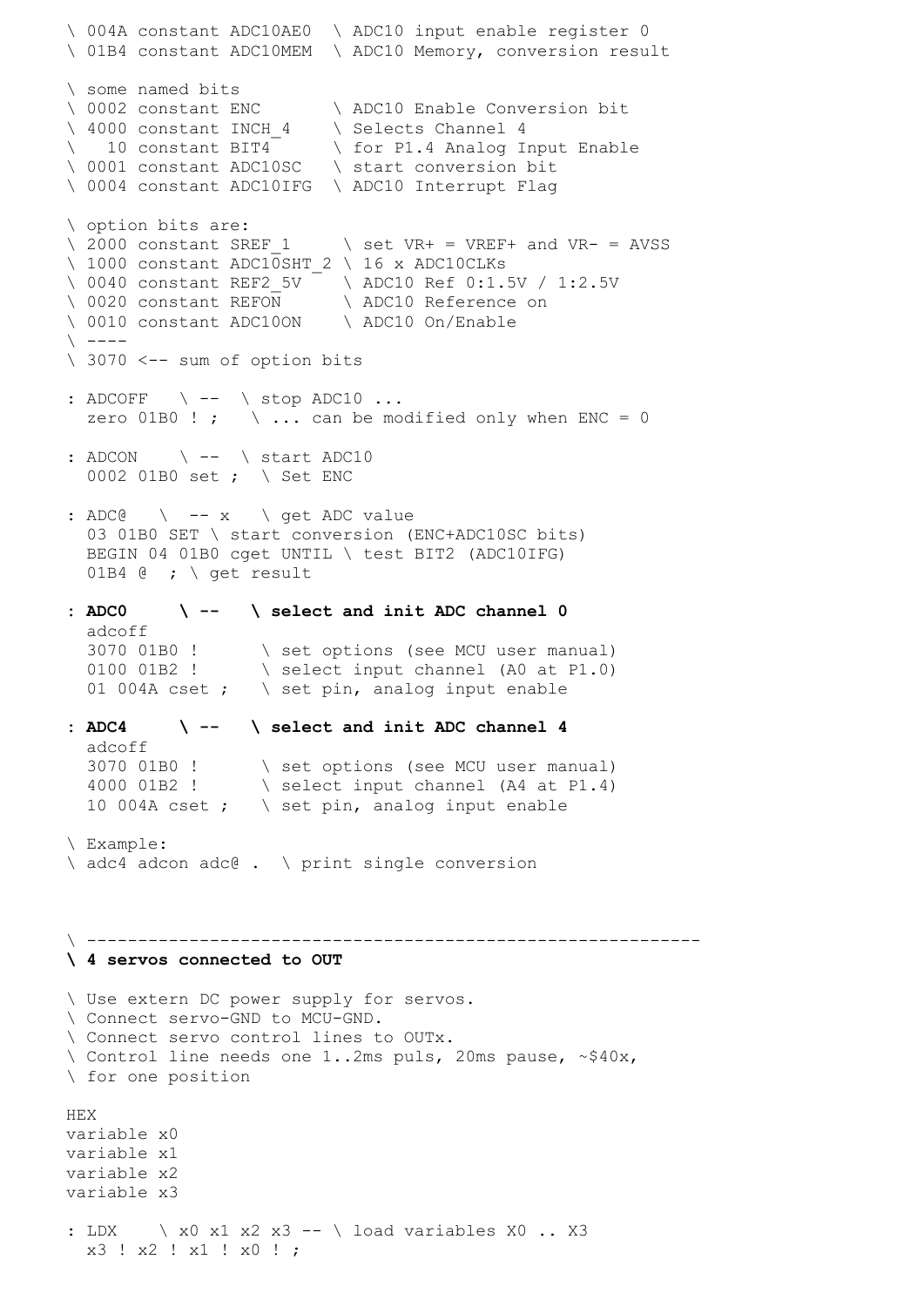```
\ 004A constant ADC10AE0  \ ADC10 input enable register 0
\ 01B4 constant ADC10MEM  \ ADC10 Memory, conversion result

\ some named bits
\ 0002 constant ENC       \ ADC10 Enable Conversion bit
\ 4000 constant INCH_4    \ Selects Channel 4
\   10 constant BIT4      \ for P1.4 Analog Input Enable
\ 0001 constant ADC10SC   \ start conversion bit
\ 0004 constant ADC10IFG  \ ADC10 Interrupt Flag

\ option bits are:
\ 2000 constant SREF_1     \ set VR+ = VREF+ and VR- = AVSS
\ 1000 constant ADC10SHT_2 \ 16 x ADC10CLKs
\ 0040 constant REF2_5V    \ ADC10 Ref 0:1.5V / 1:2.5V
\ 0020 constant REFON      \ ADC10 Reference on
\ 0010 constant ADC10ON    \ ADC10 On/Enable
\ ----
\ 3070 <-- sum of option bits

: ADCOFF   \ --  \ stop ADC10 ...
  zero 01B0 ! ;   \ ... can be modified only when ENC = 0

: ADCON    \ --  \ start ADC10
  0002 01B0 set ;  \ Set ENC

: ADC@   \  -- x   \ get ADC value
  03 01B0 SET \ start conversion (ENC+ADC10SC bits)
  BEGIN 04 01B0 cget UNTIL \ test BIT2 (ADC10IFG)
  01B4 @  ; \ get result
```

```
: ADC0     \ --   \ select and init ADC channel 0
  adcoff
  3070 01B0 !      \ set options (see MCU user manual)
  0100 01B2 !      \ select input channel (A0 at P1.0)
  01 004A cset ;   \ set pin, analog input enable
```

```
: ADC4     \ --   \ select and init ADC channel 4
  adcoff
  3070 01B0 !      \ set options (see MCU user manual)
  4000 01B2 !      \ select input channel (A4 at P1.4)
  10 004A cset ;   \ set pin, analog input enable

\ Example:
\ adc4 adcon adc@ .  \ print single conversion



\ ----------------------------------------------------------
```

**\ 4 servos connected to OUT**

```
\ Use extern DC power supply for servos.
\ Connect servo-GND to MCU-GND.
\ Connect servo control lines to OUTx.
\ Control line needs one 1..2ms puls, 20ms pause, ~$40x,
\ for one position

HEX
variable x0
variable x1
variable x2
variable x3

: LDX    \ x0 x1 x2 x3 -- \ load variables X0 .. X3
  x3 ! x2 ! x1 ! x0 ! ;
```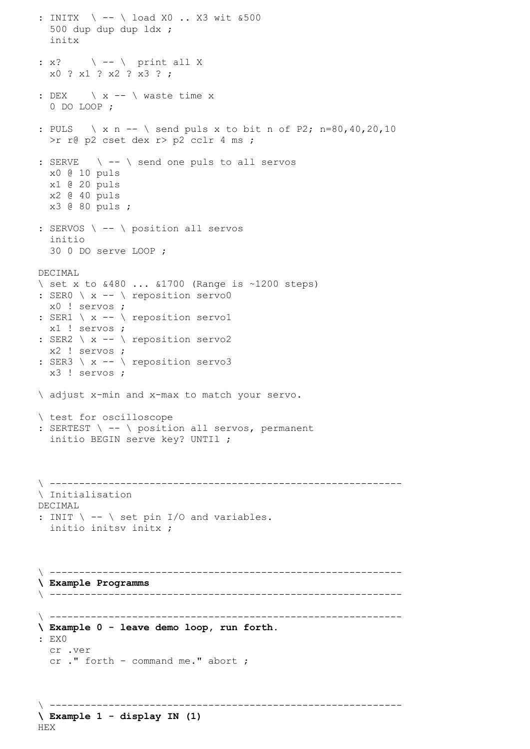```
: INITX  \ -- \ load X0 .. X3 wit &500
  500 dup dup dup ldx ;
  initx

: x?     \ -- \  print all X
  x0 ? x1 ? x2 ? x3 ? ;

: DEX    \ x -- \ waste time x
  0 DO LOOP ;

: PULS   \ x n -- \ send puls x to bit n of P2; n=80,40,20,10
  >r r@ p2 cset dex r> p2 cclr 4 ms ;

: SERVE   \ -- \ send one puls to all servos
  x0 @ 10 puls
  x1 @ 20 puls
  x2 @ 40 puls
  x3 @ 80 puls ;

: SERVOS \ -- \ position all servos
  initio
  30 0 DO serve LOOP ;

DECIMAL
\ set x to &480 ... &1700 (Range is ~1200 steps)
: SER0 \ x -- \ reposition servo0
  x0 ! servos ;
: SER1 \ x -- \ reposition servo1
  x1 ! servos ;
: SER2 \ x -- \ reposition servo2
  x2 ! servos ;
: SER3 \ x -- \ reposition servo3
  x3 ! servos ;

\ adjust x-min and x-max to match your servo.

\ test for oscilloscope
: SERTEST \ -- \ position all servos, permanent
  initio BEGIN serve key? UNTIl ;



\ ------------------------------------------------------------
\ Initialisation
DECIMAL
: INIT \ -- \ set pin I/O and variables.
  initio initsv initx ;



\ ------------------------------------------------------------
\ Example Programms
\ ------------------------------------------------------------

\ ------------------------------------------------------------
\ Example 0 - leave demo loop, run forth.
: EX0
  cr .ver
  cr ." forth - command me." abort ;



\ ------------------------------------------------------------
\ Example 1 - display IN (1)
HEX
```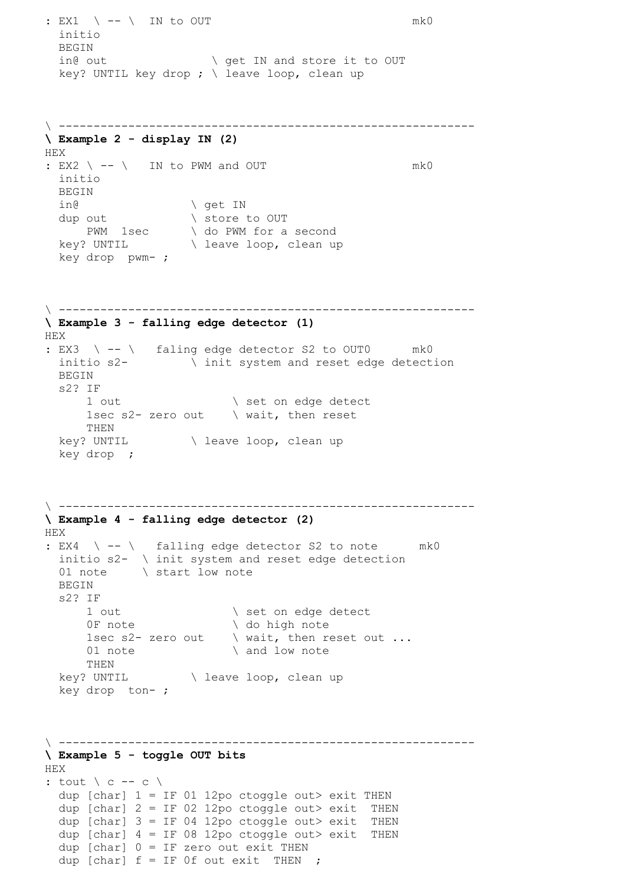```
: EX1  \ -- \  IN to OUT                              mk0
  initio
  BEGIN
  in@ out              \ get IN and store it to OUT
  key? UNTIL key drop ; \ leave loop, clean up
```

```
\ ---------------------------------------------------------
```

**\ Example 2 - display IN (2)**

```
HEX
: EX2 \ -- \   IN to PWM and OUT                      mk0
  initio
  BEGIN
  in@                \ get IN
  dup out            \ store to OUT
      PWM  1sec      \ do PWM for a second
  key? UNTIL         \ leave loop, clean up
  key drop  pwm- ;
```

```
\ ---------------------------------------------------------
```

**\ Example 3 - falling edge detector (1)**

```
HEX
: EX3  \ -- \   faling edge detector S2 to OUT0      mk0
  initio s2-         \ init system and reset edge detection
  BEGIN
  s2? IF
      1 out                \ set on edge detect
      1sec s2- zero out    \ wait, then reset
      THEN
  key? UNTIL         \ leave loop, clean up
  key drop  ;
```

```
\ ---------------------------------------------------------
```

**\ Example 4 - falling edge detector (2)**

```
HEX
: EX4  \ -- \   falling edge detector S2 to note      mk0
  initio s2-  \ init system and reset edge detection
  01 note     \ start low note
  BEGIN
  s2? IF
      1 out                \ set on edge detect
      0F note              \ do high note
      1sec s2- zero out    \ wait, then reset out ...
      01 note              \ and low note
      THEN
  key? UNTIL         \ leave loop, clean up
  key drop  ton- ;
```

```
\ ---------------------------------------------------------
```

**\ Example 5 - toggle OUT bits**

```
HEX
: tout \ c -- c \
  dup [char] 1 = IF 01 12po ctoggle out> exit THEN
  dup [char] 2 = IF 02 12po ctoggle out> exit  THEN
  dup [char] 3 = IF 04 12po ctoggle out> exit  THEN
  dup [char] 4 = IF 08 12po ctoggle out> exit  THEN
  dup [char] 0 = IF zero out exit THEN
  dup [char] f = IF 0f out exit  THEN  ;
```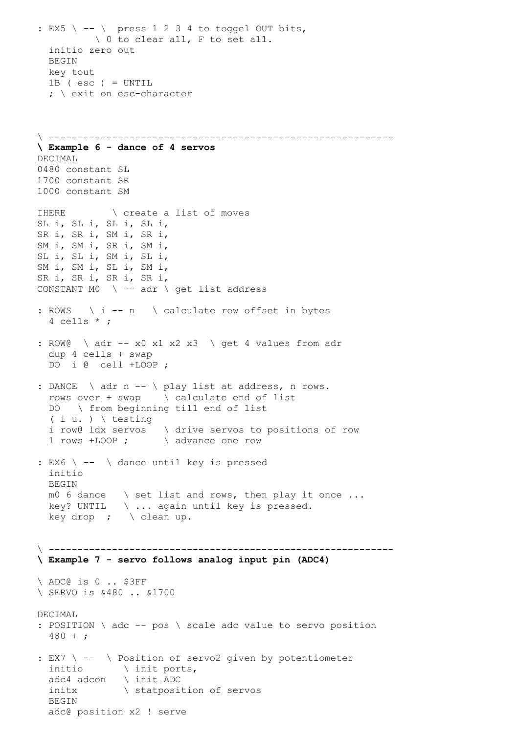```
: EX5 \ -- \  press 1 2 3 4 to toggel OUT bits,
          \ 0 to clear all, F to set all.
  initio zero out
  BEGIN
  key tout
  1B ( esc ) = UNTIL
  ; \ exit on esc-character
```

```
\ ---------------------------------------------------------
\ Example 6 - dance of 4 servos
DECIMAL
0480 constant SL
1700 constant SR
1000 constant SM

IHERE        \ create a list of moves
SL i, SL i, SL i, SL i,
SR i, SR i, SM i, SR i,
SM i, SM i, SR i, SM i,
SL i, SL i, SM i, SL i,
SM i, SM i, SL i, SM i,
SR i, SR i, SR i, SR i,
CONSTANT M0  \ -- adr \ get list address

: ROWS   \ i -- n   \ calculate row offset in bytes
  4 cells * ;

: ROW@  \ adr -- x0 x1 x2 x3  \ get 4 values from adr
  dup 4 cells + swap
  DO  i @  cell +LOOP ;

: DANCE  \ adr n -- \ play list at address, n rows.
  rows over + swap    \ calculate end of list
  DO   \ from beginning till end of list
  ( i u. ) \ testing
  i row@ ldx servos   \ drive servos to positions of row
  1 rows +LOOP ;      \ advance one row

: EX6 \ --  \ dance until key is pressed
  initio
  BEGIN
  m0 6 dance   \ set list and rows, then play it once ...
  key? UNTIL   \ ... again until key is pressed.
  key drop  ;   \ clean up.
```

```
\ ---------------------------------------------------------
\ Example 7 - servo follows analog input pin (ADC4)

\ ADC@ is 0 .. $3FF
\ SERVO is &480 .. &1700

DECIMAL
: POSITION \ adc -- pos \ scale adc value to servo position
  480 + ;

: EX7 \ --  \ Position of servo2 given by potentiometer
  initio       \ init ports,
  adc4 adcon   \ init ADC
  initx        \ statposition of servos
  BEGIN
  adc@ position x2 ! serve
```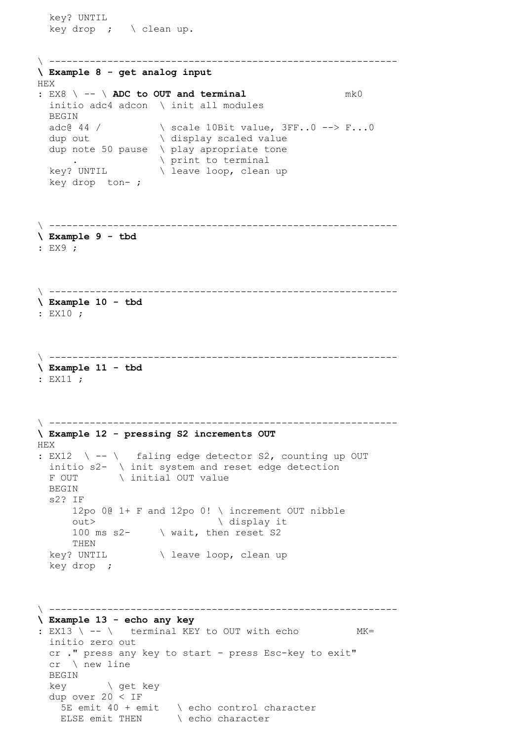```
  key? UNTIL
  key drop  ;    \ clean up.


\ ----------------------------------------------------------
\ Example 8 - get analog input
HEX
: EX8 \ -- \ ADC to OUT and terminal                  mk0
  initio adc4 adcon  \ init all modules
  BEGIN
  adc@ 44 /          \ scale 10Bit value, 3FF..0 --> F...0
  dup out            \ display scaled value
  dup note 50 pause  \ play apropriate tone
      .              \ print to terminal
  key? UNTIL         \ leave loop, clean up
  key drop  ton- ;



\ ----------------------------------------------------------
\ Example 9 - tbd
: EX9 ;



\ ----------------------------------------------------------
\ Example 10 - tbd
: EX10 ;



\ ----------------------------------------------------------
\ Example 11 - tbd
: EX11 ;



\ ----------------------------------------------------------
\ Example 12 - pressing S2 increments OUT
HEX
: EX12  \ -- \   faling edge detector S2, counting up OUT
  initio s2-  \ init system and reset edge detection
  F OUT       \ initial OUT value
  BEGIN
  s2? IF
      12po 0@ 1+ F and 12po 0! \ increment OUT nibble
      out>                     \ display it
      100 ms s2-     \ wait, then reset S2
      THEN
  key? UNTIL         \ leave loop, clean up
  key drop  ;



\ ----------------------------------------------------------
\ Example 13 - echo any key
: EX13 \ -- \   terminal KEY to OUT with echo          MK=
  initio zero out
  cr ." press any key to start - press Esc-key to exit"
  cr  \ new line
  BEGIN
  key       \ get key
  dup over 20 < IF
    5E emit 40 + emit   \ echo control character
    ELSE emit THEN      \ echo character
```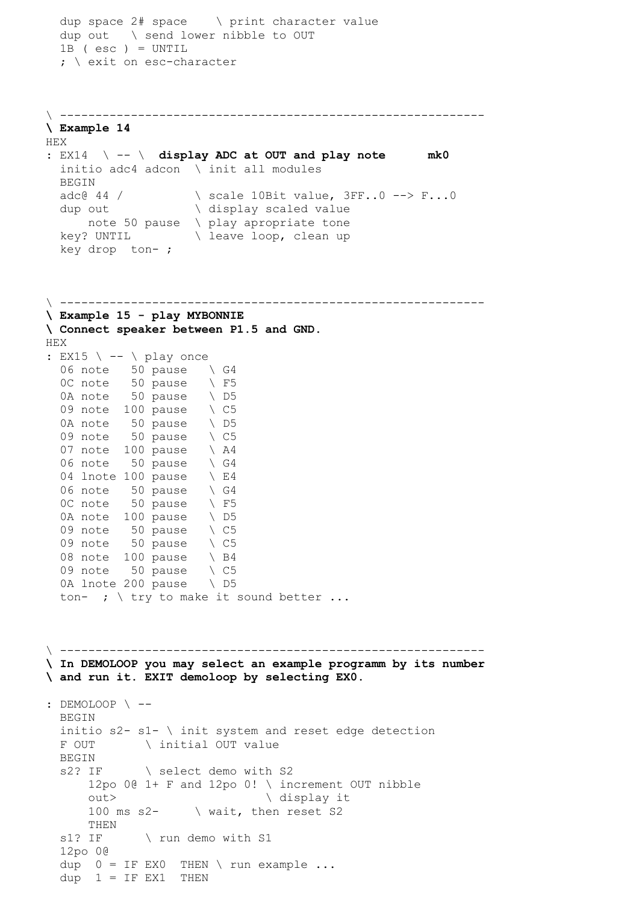```
  dup space 2# space    \ print character value
  dup out   \ send lower nibble to OUT
  1B ( esc ) = UNTIL
  ; \ exit on esc-character
```

```
\ ----------------------------------------------------------
\ Example 14
HEX
: EX14  \ -- \  display ADC at OUT and play note      mk0
  initio adc4 adcon  \ init all modules
  BEGIN
  adc@ 44 /          \ scale 10Bit value, 3FF..0 --> F...0
  dup out            \ display scaled value
      note 50 pause  \ play apropriate tone
  key? UNTIL         \ leave loop, clean up
  key drop  ton- ;
```

```
\ ----------------------------------------------------------
\ Example 15 - play MYBONNIE
\ Connect speaker between P1.5 and GND.
HEX
: EX15 \ -- \ play once
  06 note   50 pause   \ G4
  0C note   50 pause   \ F5
  0A note   50 pause   \ D5
  09 note  100 pause   \ C5
  0A note   50 pause   \ D5
  09 note   50 pause   \ C5
  07 note  100 pause   \ A4
  06 note   50 pause   \ G4
  04 lnote 100 pause   \ E4
  06 note   50 pause   \ G4
  0C note   50 pause   \ F5
  0A note  100 pause   \ D5
  09 note   50 pause   \ C5
  09 note   50 pause   \ C5
  08 note  100 pause   \ B4
  09 note   50 pause   \ C5
  0A lnote 200 pause   \ D5
  ton-  ; \ try to make it sound better ...
```

```
\ ----------------------------------------------------------
\ In DEMOLOOP you may select an example programm by its number
\ and run it. EXIT demoloop by selecting EX0.

: DEMOLOOP \ --
  BEGIN
  initio s2- s1- \ init system and reset edge detection
  F OUT       \ initial OUT value
  BEGIN
  s2? IF      \ select demo with S2
      12po 0@ 1+ F and 12po 0! \ increment OUT nibble
      out>                     \ display it
      100 ms s2-     \ wait, then reset S2
      THEN
  s1? IF      \ run demo with S1
  12po 0@
  dup  0 = IF EX0  THEN \ run example ...
  dup  1 = IF EX1  THEN
```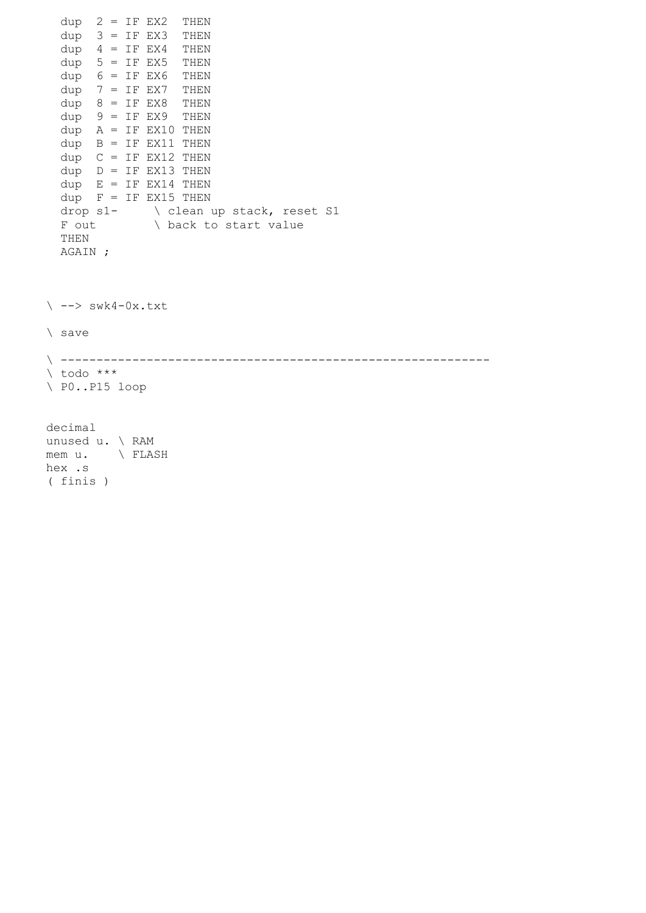```
  dup  2 = IF EX2  THEN
  dup  3 = IF EX3  THEN
  dup  4 = IF EX4  THEN
  dup  5 = IF EX5  THEN
  dup  6 = IF EX6  THEN
  dup  7 = IF EX7  THEN
  dup  8 = IF EX8  THEN
  dup  9 = IF EX9  THEN
  dup  A = IF EX10 THEN
  dup  B = IF EX11 THEN
  dup  C = IF EX12 THEN
  dup  D = IF EX13 THEN
  dup  E = IF EX14 THEN
  dup  F = IF EX15 THEN
  drop s1-      \ clean up stack, reset S1
  F out         \ back to start value
  THEN
  AGAIN ;


\ --> swk4-0x.txt

\ save

\ ---------------------------------------------------------
\ todo ***
\ P0..P15 loop


decimal
unused u. \ RAM
mem u.    \ FLASH
hex .s
( finis )
```